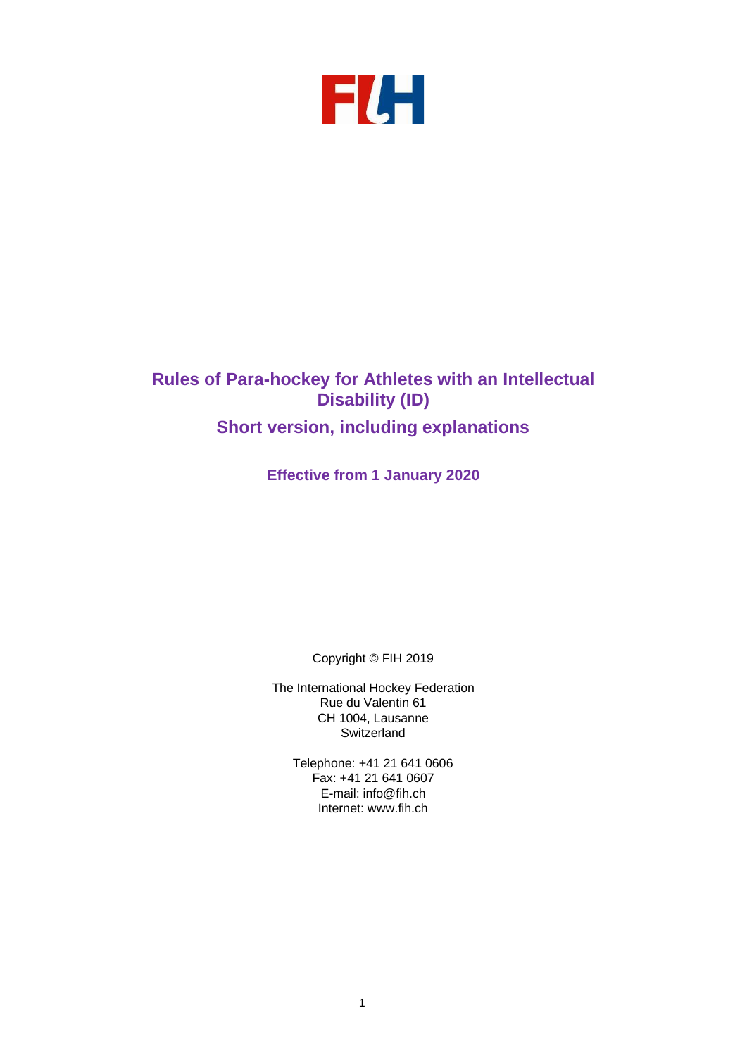FIH

# Rules of Para-hockey for Athletes with an Intellectual Disability (ID)

## Short version, including explanations

### Effective from 1 January 2020

Copyright © FIH 2019

The International Hockey Federation
Rue du Valentin 61
CH 1004, Lausanne
Switzerland

Telephone: +41 21 641 0606
Fax: +41 21 641 0607
E-mail: info@fih.ch
Internet: www.fih.ch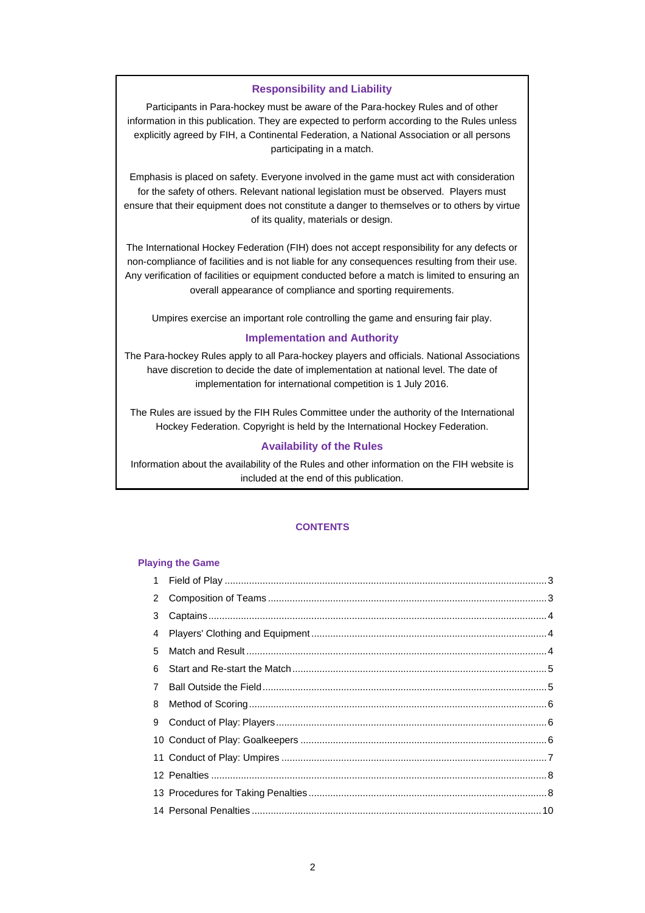## Responsibility and Liability

Participants in Para-hockey must be aware of the Para-hockey Rules and of other information in this publication. They are expected to perform according to the Rules unless explicitly agreed by FIH, a Continental Federation, a National Association or all persons participating in a match.

Emphasis is placed on safety. Everyone involved in the game must act with consideration for the safety of others. Relevant national legislation must be observed. Players must ensure that their equipment does not constitute a danger to themselves or to others by virtue of its quality, materials or design.

The International Hockey Federation (FIH) does not accept responsibility for any defects or non-compliance of facilities and is not liable for any consequences resulting from their use. Any verification of facilities or equipment conducted before a match is limited to ensuring an overall appearance of compliance and sporting requirements.

Umpires exercise an important role controlling the game and ensuring fair play.

## Implementation and Authority

The Para-hockey Rules apply to all Para-hockey players and officials. National Associations have discretion to decide the date of implementation at national level. The date of implementation for international competition is 1 July 2016.

The Rules are issued by the FIH Rules Committee under the authority of the International Hockey Federation. Copyright is held by the International Hockey Federation.

## Availability of the Rules

Information about the availability of the Rules and other information on the FIH website is included at the end of this publication.

## CONTENTS

### Playing the Game

| | | |
|---|---|---|
| 1 | Field of Play | 3 |
| 2 | Composition of Teams | 3 |
| 3 | Captains | 4 |
| 4 | Players' Clothing and Equipment | 4 |
| 5 | Match and Result | 4 |
| 6 | Start and Re-start the Match | 5 |
| 7 | Ball Outside the Field | 5 |
| 8 | Method of Scoring | 6 |
| 9 | Conduct of Play: Players | 6 |
| 10 | Conduct of Play: Goalkeepers | 6 |
| 11 | Conduct of Play: Umpires | 7 |
| 12 | Penalties | 8 |
| 13 | Procedures for Taking Penalties | 8 |
| 14 | Personal Penalties | 10 |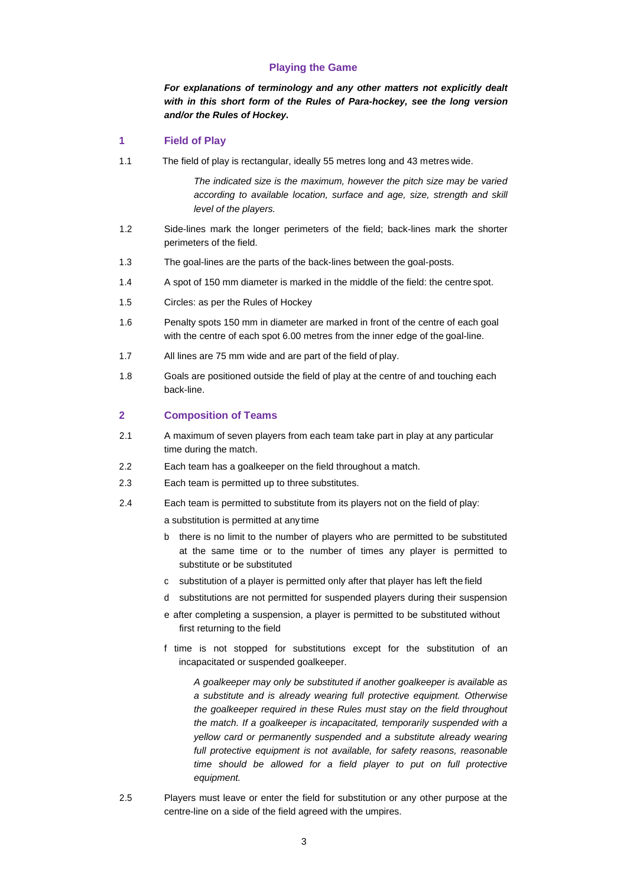## Playing the Game

***For explanations of terminology and any other matters not explicitly dealt with in this short form of the Rules of Para-hockey, see the long version and/or the Rules of Hockey.***

### 1 Field of Play

1.1 The field of play is rectangular, ideally 55 metres long and 43 metres wide.

*The indicated size is the maximum, however the pitch size may be varied according to available location, surface and age, size, strength and skill level of the players.*

1.2 Side-lines mark the longer perimeters of the field; back-lines mark the shorter perimeters of the field.

1.3 The goal-lines are the parts of the back-lines between the goal-posts.

1.4 A spot of 150 mm diameter is marked in the middle of the field: the centre spot.

1.5 Circles: as per the Rules of Hockey

1.6 Penalty spots 150 mm in diameter are marked in front of the centre of each goal with the centre of each spot 6.00 metres from the inner edge of the goal-line.

1.7 All lines are 75 mm wide and are part of the field of play.

1.8 Goals are positioned outside the field of play at the centre of and touching each back-line.

### 2 Composition of Teams

2.1 A maximum of seven players from each team take part in play at any particular time during the match.

2.2 Each team has a goalkeeper on the field throughout a match.

2.3 Each team is permitted up to three substitutes.

2.4 Each team is permitted to substitute from its players not on the field of play:

a substitution is permitted at any time

b there is no limit to the number of players who are permitted to be substituted at the same time or to the number of times any player is permitted to substitute or be substituted

c substitution of a player is permitted only after that player has left the field

d substitutions are not permitted for suspended players during their suspension

e after completing a suspension, a player is permitted to be substituted without first returning to the field

f time is not stopped for substitutions except for the substitution of an incapacitated or suspended goalkeeper.

*A goalkeeper may only be substituted if another goalkeeper is available as a substitute and is already wearing full protective equipment. Otherwise the goalkeeper required in these Rules must stay on the field throughout the match. If a goalkeeper is incapacitated, temporarily suspended with a yellow card or permanently suspended and a substitute already wearing full protective equipment is not available, for safety reasons, reasonable time should be allowed for a field player to put on full protective equipment.*

2.5 Players must leave or enter the field for substitution or any other purpose at the centre-line on a side of the field agreed with the umpires.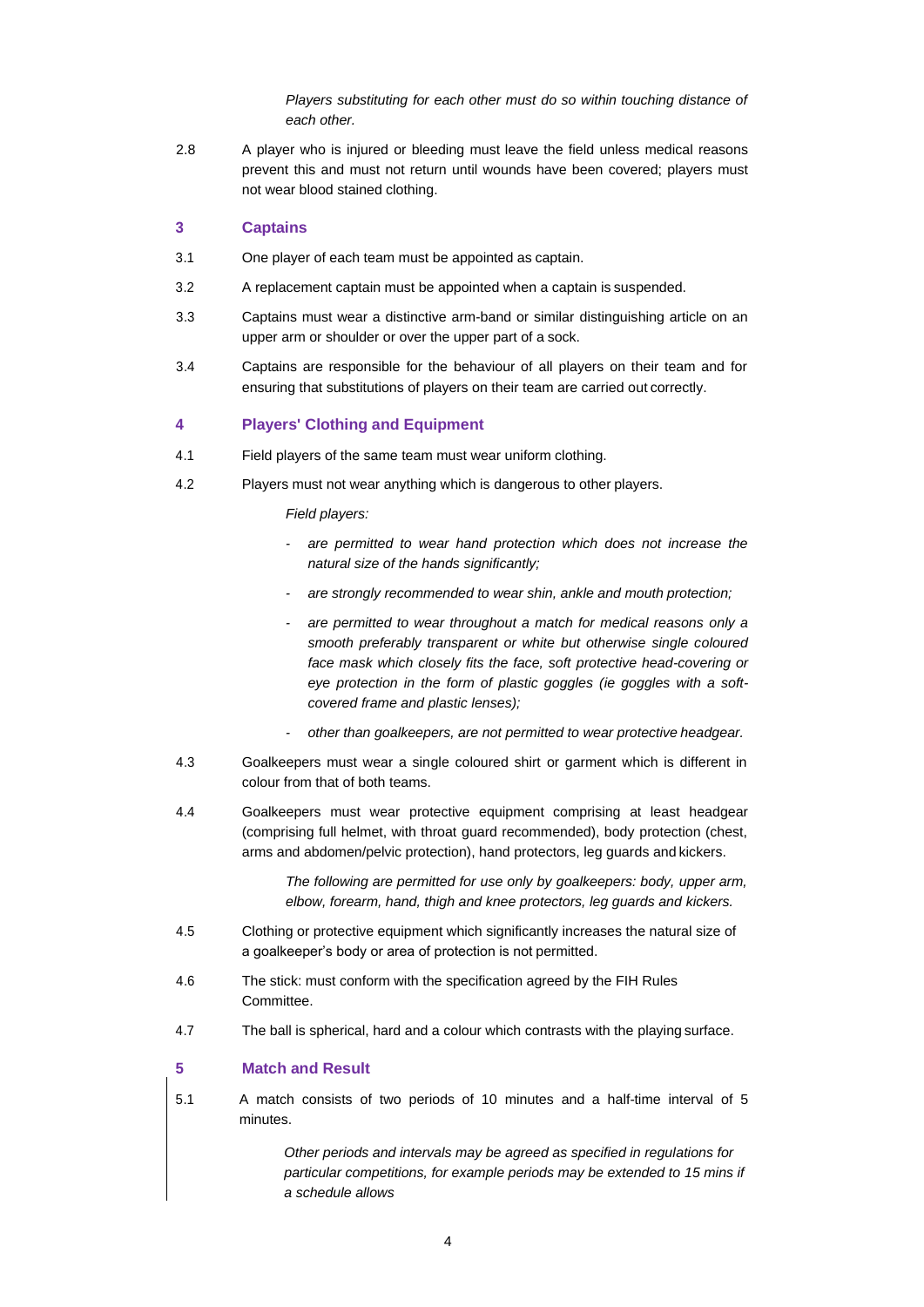*Players substituting for each other must do so within touching distance of each other.*

2.8 A player who is injured or bleeding must leave the field unless medical reasons prevent this and must not return until wounds have been covered; players must not wear blood stained clothing.

## 3 Captains

3.1 One player of each team must be appointed as captain.

3.2 A replacement captain must be appointed when a captain is suspended.

3.3 Captains must wear a distinctive arm-band or similar distinguishing article on an upper arm or shoulder or over the upper part of a sock.

3.4 Captains are responsible for the behaviour of all players on their team and for ensuring that substitutions of players on their team are carried out correctly.

## 4 Players' Clothing and Equipment

4.1 Field players of the same team must wear uniform clothing.

4.2 Players must not wear anything which is dangerous to other players.

*Field players:*

- *are permitted to wear hand protection which does not increase the natural size of the hands significantly;*
- *are strongly recommended to wear shin, ankle and mouth protection;*
- *are permitted to wear throughout a match for medical reasons only a smooth preferably transparent or white but otherwise single coloured face mask which closely fits the face, soft protective head-covering or eye protection in the form of plastic goggles (ie goggles with a soft-covered frame and plastic lenses);*
- *other than goalkeepers, are not permitted to wear protective headgear.*

4.3 Goalkeepers must wear a single coloured shirt or garment which is different in colour from that of both teams.

4.4 Goalkeepers must wear protective equipment comprising at least headgear (comprising full helmet, with throat guard recommended), body protection (chest, arms and abdomen/pelvic protection), hand protectors, leg guards and kickers.

*The following are permitted for use only by goalkeepers: body, upper arm, elbow, forearm, hand, thigh and knee protectors, leg guards and kickers.*

4.5 Clothing or protective equipment which significantly increases the natural size of a goalkeeper's body or area of protection is not permitted.

4.6 The stick: must conform with the specification agreed by the FIH Rules Committee.

4.7 The ball is spherical, hard and a colour which contrasts with the playing surface.

## 5 Match and Result

5.1 A match consists of two periods of 10 minutes and a half-time interval of 5 minutes.

*Other periods and intervals may be agreed as specified in regulations for particular competitions, for example periods may be extended to 15 mins if a schedule allows*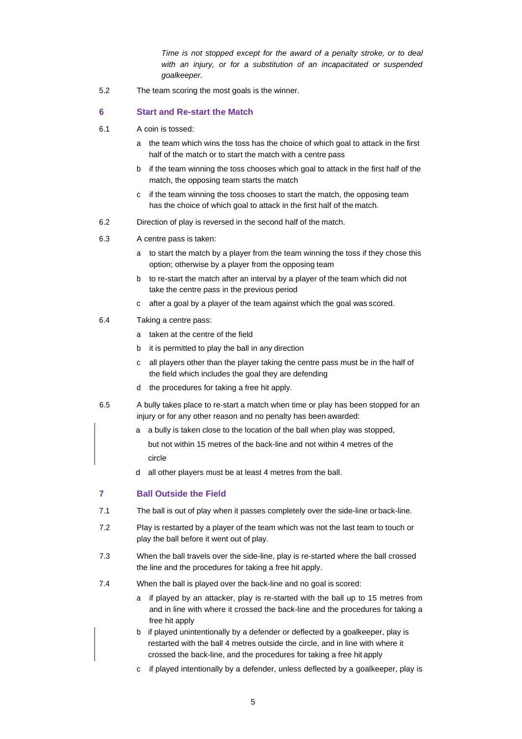*Time is not stopped except for the award of a penalty stroke, or to deal with an injury, or for a substitution of an incapacitated or suspended goalkeeper.*

5.2 The team scoring the most goals is the winner.

## 6 Start and Re-start the Match

6.1 A coin is tossed:

- a the team which wins the toss has the choice of which goal to attack in the first half of the match or to start the match with a centre pass
- b if the team winning the toss chooses which goal to attack in the first half of the match, the opposing team starts the match
- c if the team winning the toss chooses to start the match, the opposing team has the choice of which goal to attack in the first half of the match.

6.2 Direction of play is reversed in the second half of the match.

6.3 A centre pass is taken:

- a to start the match by a player from the team winning the toss if they chose this option; otherwise by a player from the opposing team
- b to re-start the match after an interval by a player of the team which did not take the centre pass in the previous period
- c after a goal by a player of the team against which the goal was scored.

6.4 Taking a centre pass:

- a taken at the centre of the field
- b it is permitted to play the ball in any direction
- c all players other than the player taking the centre pass must be in the half of the field which includes the goal they are defending
- d the procedures for taking a free hit apply.

6.5 A bully takes place to re-start a match when time or play has been stopped for an injury or for any other reason and no penalty has been awarded:

- a a bully is taken close to the location of the ball when play was stopped, but not within 15 metres of the back-line and not within 4 metres of the circle
- d all other players must be at least 4 metres from the ball.

## 7 Ball Outside the Field

7.1 The ball is out of play when it passes completely over the side-line or back-line.

7.2 Play is restarted by a player of the team which was not the last team to touch or play the ball before it went out of play.

7.3 When the ball travels over the side-line, play is re-started where the ball crossed the line and the procedures for taking a free hit apply.

7.4 When the ball is played over the back-line and no goal is scored:

- a if played by an attacker, play is re-started with the ball up to 15 metres from and in line with where it crossed the back-line and the procedures for taking a free hit apply
- b if played unintentionally by a defender or deflected by a goalkeeper, play is restarted with the ball 4 metres outside the circle, and in line with where it crossed the back-line, and the procedures for taking a free hit apply
- c if played intentionally by a defender, unless deflected by a goalkeeper, play is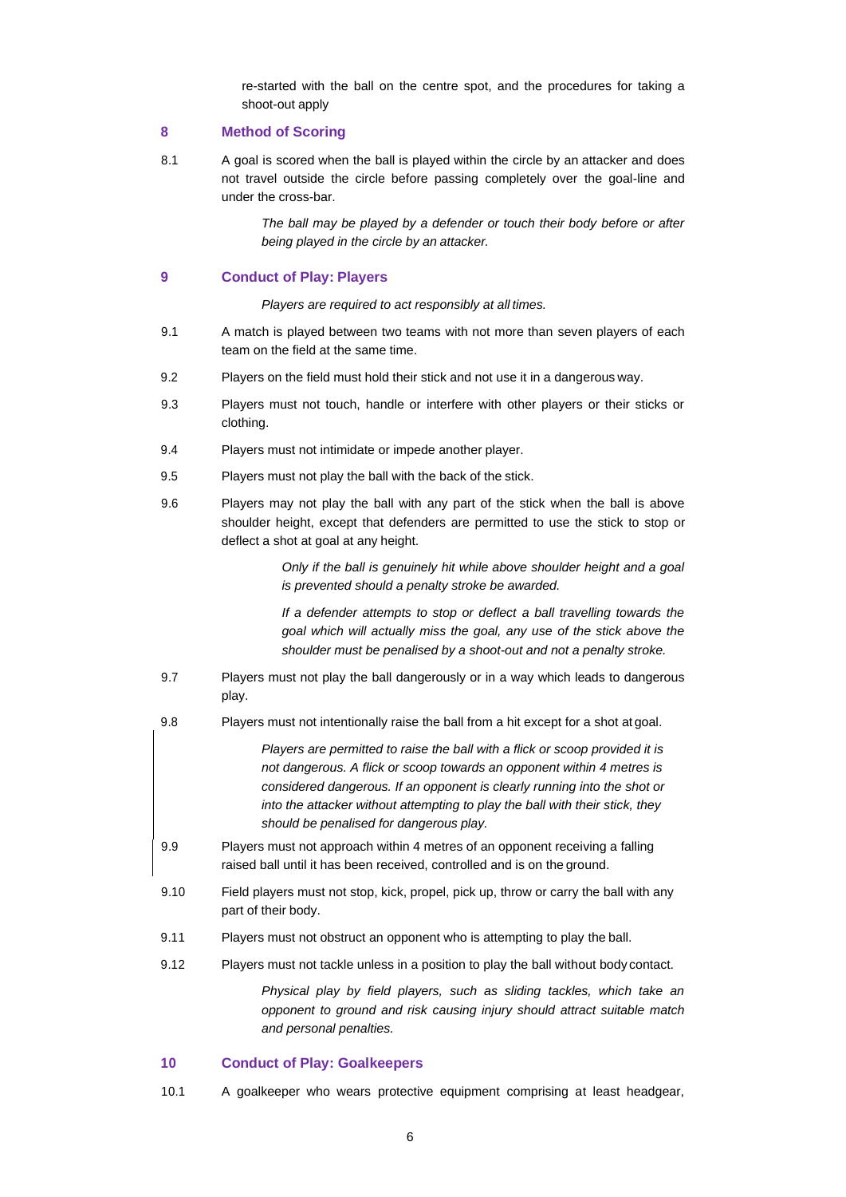re-started with the ball on the centre spot, and the procedures for taking a shoot-out apply

## 8 Method of Scoring

8.1 A goal is scored when the ball is played within the circle by an attacker and does not travel outside the circle before passing completely over the goal-line and under the cross-bar.

*The ball may be played by a defender or touch their body before or after being played in the circle by an attacker.*

## 9 Conduct of Play: Players

*Players are required to act responsibly at all times.*

9.1 A match is played between two teams with not more than seven players of each team on the field at the same time.

9.2 Players on the field must hold their stick and not use it in a dangerous way.

9.3 Players must not touch, handle or interfere with other players or their sticks or clothing.

9.4 Players must not intimidate or impede another player.

9.5 Players must not play the ball with the back of the stick.

9.6 Players may not play the ball with any part of the stick when the ball is above shoulder height, except that defenders are permitted to use the stick to stop or deflect a shot at goal at any height.

*Only if the ball is genuinely hit while above shoulder height and a goal is prevented should a penalty stroke be awarded.*

*If a defender attempts to stop or deflect a ball travelling towards the goal which will actually miss the goal, any use of the stick above the shoulder must be penalised by a shoot-out and not a penalty stroke.*

9.7 Players must not play the ball dangerously or in a way which leads to dangerous play.

9.8 Players must not intentionally raise the ball from a hit except for a shot at goal.

*Players are permitted to raise the ball with a flick or scoop provided it is not dangerous. A flick or scoop towards an opponent within 4 metres is considered dangerous. If an opponent is clearly running into the shot or into the attacker without attempting to play the ball with their stick, they should be penalised for dangerous play.*

9.9 Players must not approach within 4 metres of an opponent receiving a falling raised ball until it has been received, controlled and is on the ground.

9.10 Field players must not stop, kick, propel, pick up, throw or carry the ball with any part of their body.

9.11 Players must not obstruct an opponent who is attempting to play the ball.

9.12 Players must not tackle unless in a position to play the ball without body contact.

*Physical play by field players, such as sliding tackles, which take an opponent to ground and risk causing injury should attract suitable match and personal penalties.*

## 10 Conduct of Play: Goalkeepers

10.1 A goalkeeper who wears protective equipment comprising at least headgear,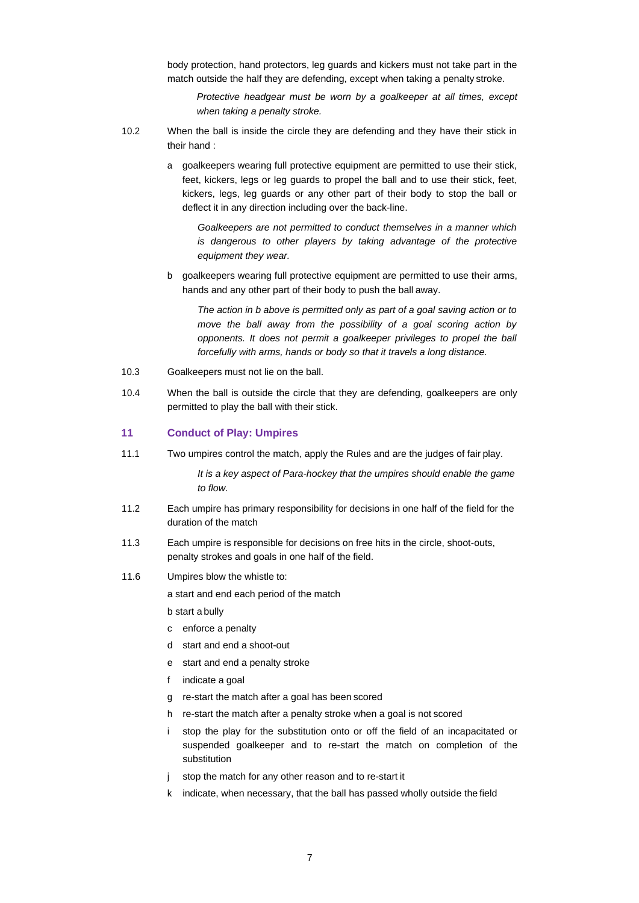body protection, hand protectors, leg guards and kickers must not take part in the match outside the half they are defending, except when taking a penalty stroke.

*Protective headgear must be worn by a goalkeeper at all times, except when taking a penalty stroke.*

10.2 When the ball is inside the circle they are defending and they have their stick in their hand :

a goalkeepers wearing full protective equipment are permitted to use their stick, feet, kickers, legs or leg guards to propel the ball and to use their stick, feet, kickers, legs, leg guards or any other part of their body to stop the ball or deflect it in any direction including over the back-line.

*Goalkeepers are not permitted to conduct themselves in a manner which is dangerous to other players by taking advantage of the protective equipment they wear.*

b goalkeepers wearing full protective equipment are permitted to use their arms, hands and any other part of their body to push the ball away.

*The action in b above is permitted only as part of a goal saving action or to move the ball away from the possibility of a goal scoring action by opponents. It does not permit a goalkeeper privileges to propel the ball forcefully with arms, hands or body so that it travels a long distance.*

10.3 Goalkeepers must not lie on the ball.

10.4 When the ball is outside the circle that they are defending, goalkeepers are only permitted to play the ball with their stick.

## 11 Conduct of Play: Umpires

11.1 Two umpires control the match, apply the Rules and are the judges of fair play.

*It is a key aspect of Para-hockey that the umpires should enable the game to flow.*

11.2 Each umpire has primary responsibility for decisions in one half of the field for the duration of the match

11.3 Each umpire is responsible for decisions on free hits in the circle, shoot-outs, penalty strokes and goals in one half of the field.

11.6 Umpires blow the whistle to:

a start and end each period of the match

b start a bully

c enforce a penalty

d start and end a shoot-out

e start and end a penalty stroke

f indicate a goal

g re-start the match after a goal has been scored

h re-start the match after a penalty stroke when a goal is not scored

i stop the play for the substitution onto or off the field of an incapacitated or suspended goalkeeper and to re-start the match on completion of the substitution

j stop the match for any other reason and to re-start it

k indicate, when necessary, that the ball has passed wholly outside the field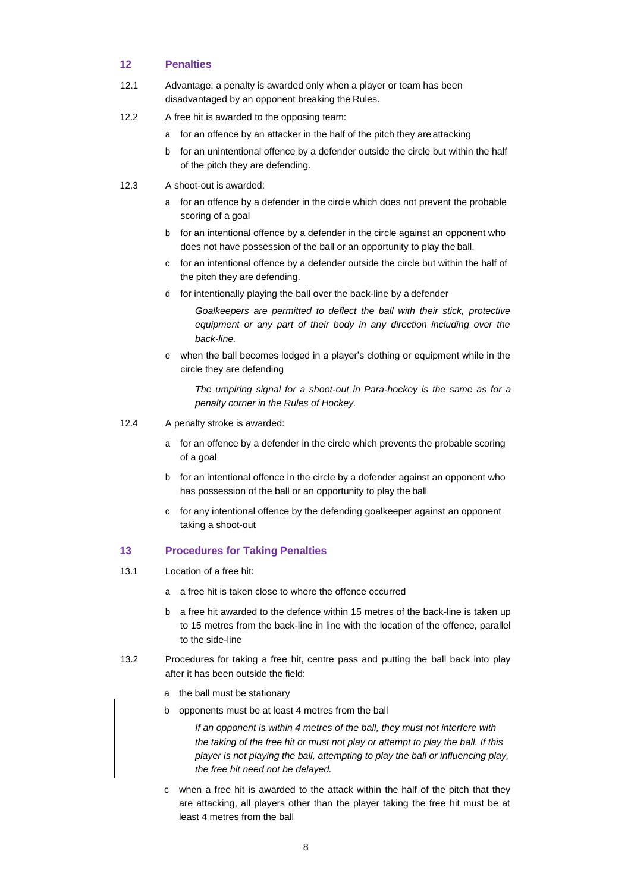## 12 Penalties

12.1 Advantage: a penalty is awarded only when a player or team has been disadvantaged by an opponent breaking the Rules.

12.2 A free hit is awarded to the opposing team:

a for an offence by an attacker in the half of the pitch they are attacking

b for an unintentional offence by a defender outside the circle but within the half of the pitch they are defending.

12.3 A shoot-out is awarded:

a for an offence by a defender in the circle which does not prevent the probable scoring of a goal

b for an intentional offence by a defender in the circle against an opponent who does not have possession of the ball or an opportunity to play the ball.

c for an intentional offence by a defender outside the circle but within the half of the pitch they are defending.

d for intentionally playing the ball over the back-line by a defender

*Goalkeepers are permitted to deflect the ball with their stick, protective equipment or any part of their body in any direction including over the back-line.*

e when the ball becomes lodged in a player's clothing or equipment while in the circle they are defending

*The umpiring signal for a shoot-out in Para-hockey is the same as for a penalty corner in the Rules of Hockey.*

12.4 A penalty stroke is awarded:

a for an offence by a defender in the circle which prevents the probable scoring of a goal

b for an intentional offence in the circle by a defender against an opponent who has possession of the ball or an opportunity to play the ball

c for any intentional offence by the defending goalkeeper against an opponent taking a shoot-out

## 13 Procedures for Taking Penalties

13.1 Location of a free hit:

a a free hit is taken close to where the offence occurred

b a free hit awarded to the defence within 15 metres of the back-line is taken up to 15 metres from the back-line in line with the location of the offence, parallel to the side-line

13.2 Procedures for taking a free hit, centre pass and putting the ball back into play after it has been outside the field:

a the ball must be stationary

b opponents must be at least 4 metres from the ball

*If an opponent is within 4 metres of the ball, they must not interfere with the taking of the free hit or must not play or attempt to play the ball. If this player is not playing the ball, attempting to play the ball or influencing play, the free hit need not be delayed.*

c when a free hit is awarded to the attack within the half of the pitch that they are attacking, all players other than the player taking the free hit must be at least 4 metres from the ball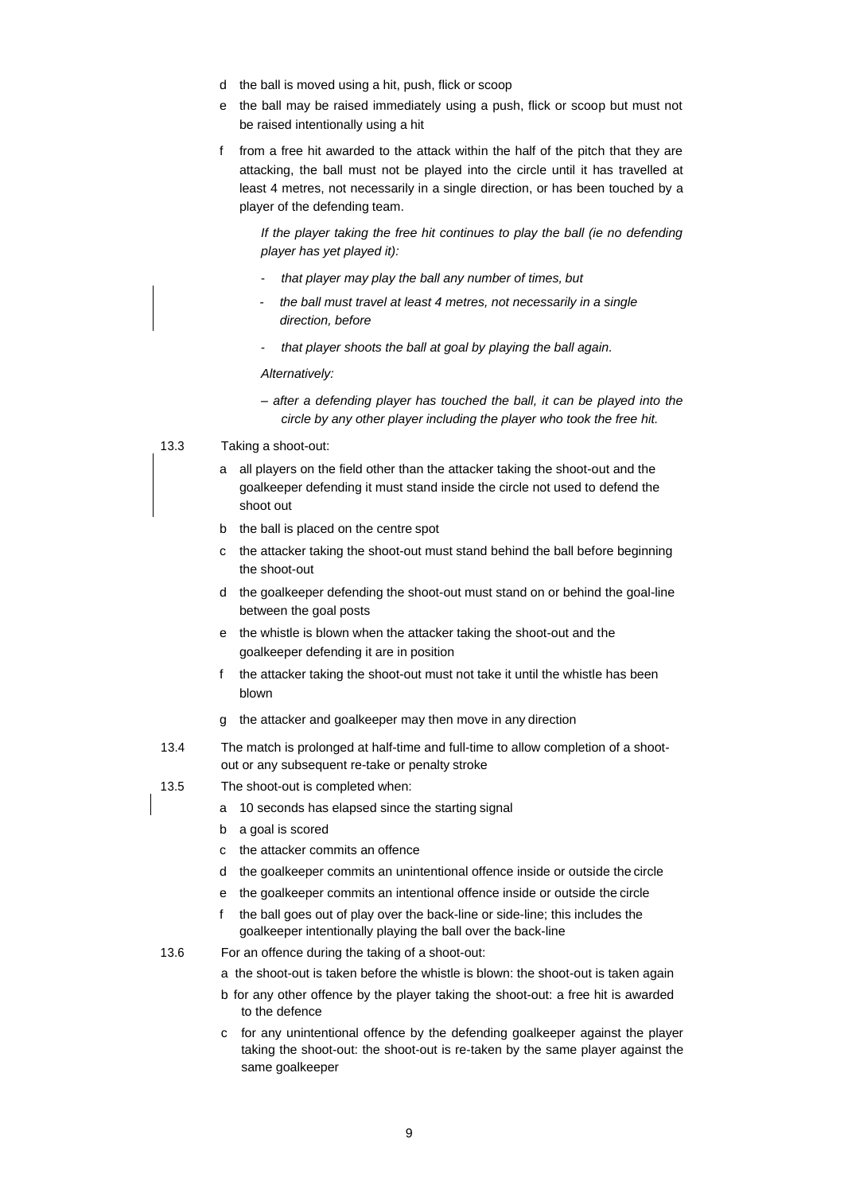d the ball is moved using a hit, push, flick or scoop

e the ball may be raised immediately using a push, flick or scoop but must not be raised intentionally using a hit

f from a free hit awarded to the attack within the half of the pitch that they are attacking, the ball must not be played into the circle until it has travelled at least 4 metres, not necessarily in a single direction, or has been touched by a player of the defending team.

*If the player taking the free hit continues to play the ball (ie no defending player has yet played it):*

- *that player may play the ball any number of times, but*
- *the ball must travel at least 4 metres, not necessarily in a single direction, before*
- *that player shoots the ball at goal by playing the ball again.*

*Alternatively:*

– *after a defending player has touched the ball, it can be played into the circle by any other player including the player who took the free hit.*

13.3 Taking a shoot-out:

a all players on the field other than the attacker taking the shoot-out and the goalkeeper defending it must stand inside the circle not used to defend the shoot out

b the ball is placed on the centre spot

c the attacker taking the shoot-out must stand behind the ball before beginning the shoot-out

d the goalkeeper defending the shoot-out must stand on or behind the goal-line between the goal posts

e the whistle is blown when the attacker taking the shoot-out and the goalkeeper defending it are in position

f the attacker taking the shoot-out must not take it until the whistle has been blown

g the attacker and goalkeeper may then move in any direction

13.4 The match is prolonged at half-time and full-time to allow completion of a shoot-out or any subsequent re-take or penalty stroke

13.5 The shoot-out is completed when:

a 10 seconds has elapsed since the starting signal

b a goal is scored

c the attacker commits an offence

d the goalkeeper commits an unintentional offence inside or outside the circle

e the goalkeeper commits an intentional offence inside or outside the circle

f the ball goes out of play over the back-line or side-line; this includes the goalkeeper intentionally playing the ball over the back-line

13.6 For an offence during the taking of a shoot-out:

a the shoot-out is taken before the whistle is blown: the shoot-out is taken again

b for any other offence by the player taking the shoot-out: a free hit is awarded to the defence

c for any unintentional offence by the defending goalkeeper against the player taking the shoot-out: the shoot-out is re-taken by the same player against the same goalkeeper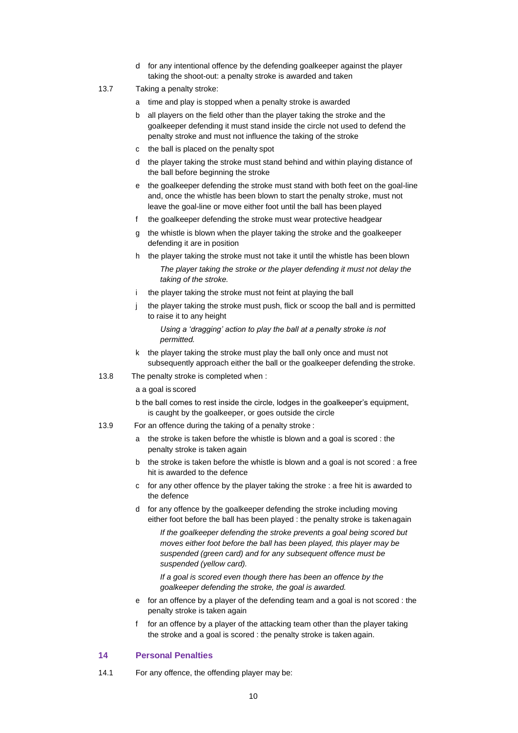d for any intentional offence by the defending goalkeeper against the player taking the shoot-out: a penalty stroke is awarded and taken

13.7 Taking a penalty stroke:

a time and play is stopped when a penalty stroke is awarded

b all players on the field other than the player taking the stroke and the goalkeeper defending it must stand inside the circle not used to defend the penalty stroke and must not influence the taking of the stroke

c the ball is placed on the penalty spot

d the player taking the stroke must stand behind and within playing distance of the ball before beginning the stroke

e the goalkeeper defending the stroke must stand with both feet on the goal-line and, once the whistle has been blown to start the penalty stroke, must not leave the goal-line or move either foot until the ball has been played

f the goalkeeper defending the stroke must wear protective headgear

g the whistle is blown when the player taking the stroke and the goalkeeper defending it are in position

h the player taking the stroke must not take it until the whistle has been blown

*The player taking the stroke or the player defending it must not delay the taking of the stroke.*

i the player taking the stroke must not feint at playing the ball

j the player taking the stroke must push, flick or scoop the ball and is permitted to raise it to any height

*Using a 'dragging' action to play the ball at a penalty stroke is not permitted.*

k the player taking the stroke must play the ball only once and must not subsequently approach either the ball or the goalkeeper defending the stroke.

13.8 The penalty stroke is completed when :

a a goal is scored

b the ball comes to rest inside the circle, lodges in the goalkeeper's equipment, is caught by the goalkeeper, or goes outside the circle

13.9 For an offence during the taking of a penalty stroke :

a the stroke is taken before the whistle is blown and a goal is scored : the penalty stroke is taken again

b the stroke is taken before the whistle is blown and a goal is not scored : a free hit is awarded to the defence

c for any other offence by the player taking the stroke : a free hit is awarded to the defence

d for any offence by the goalkeeper defending the stroke including moving either foot before the ball has been played : the penalty stroke is taken again

*If the goalkeeper defending the stroke prevents a goal being scored but moves either foot before the ball has been played, this player may be suspended (green card) and for any subsequent offence must be suspended (yellow card).*

*If a goal is scored even though there has been an offence by the goalkeeper defending the stroke, the goal is awarded.*

e for an offence by a player of the defending team and a goal is not scored : the penalty stroke is taken again

f for an offence by a player of the attacking team other than the player taking the stroke and a goal is scored : the penalty stroke is taken again.

## 14 Personal Penalties

14.1 For any offence, the offending player may be: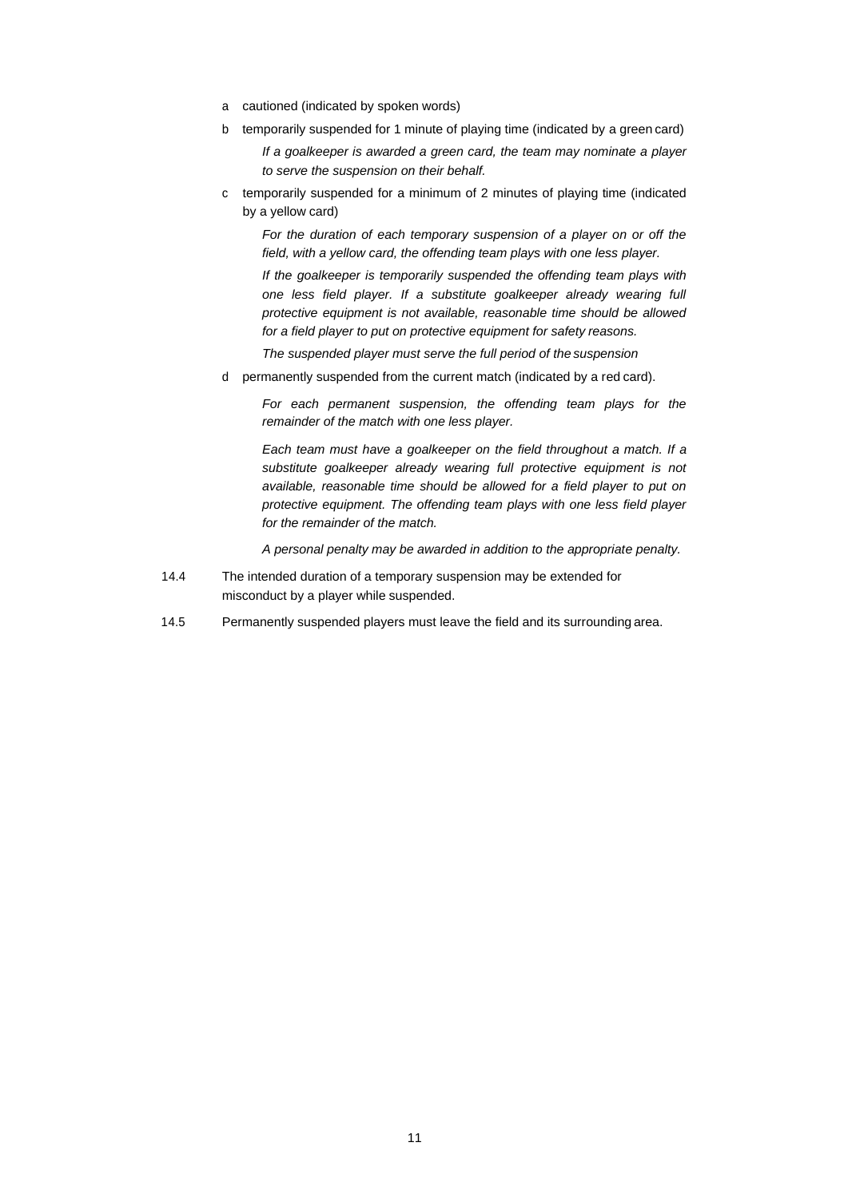a cautioned (indicated by spoken words)

b temporarily suspended for 1 minute of playing time (indicated by a green card)

   *If a goalkeeper is awarded a green card, the team may nominate a player to serve the suspension on their behalf.*

c temporarily suspended for a minimum of 2 minutes of playing time (indicated by a yellow card)

   *For the duration of each temporary suspension of a player on or off the field, with a yellow card, the offending team plays with one less player.*

   *If the goalkeeper is temporarily suspended the offending team plays with one less field player. If a substitute goalkeeper already wearing full protective equipment is not available, reasonable time should be allowed for a field player to put on protective equipment for safety reasons.*

   *The suspended player must serve the full period of the suspension*

d permanently suspended from the current match (indicated by a red card).

   *For each permanent suspension, the offending team plays for the remainder of the match with one less player.*

   *Each team must have a goalkeeper on the field throughout a match. If a substitute goalkeeper already wearing full protective equipment is not available, reasonable time should be allowed for a field player to put on protective equipment. The offending team plays with one less field player for the remainder of the match.*

   *A personal penalty may be awarded in addition to the appropriate penalty.*

14.4 The intended duration of a temporary suspension may be extended for misconduct by a player while suspended.

14.5 Permanently suspended players must leave the field and its surrounding area.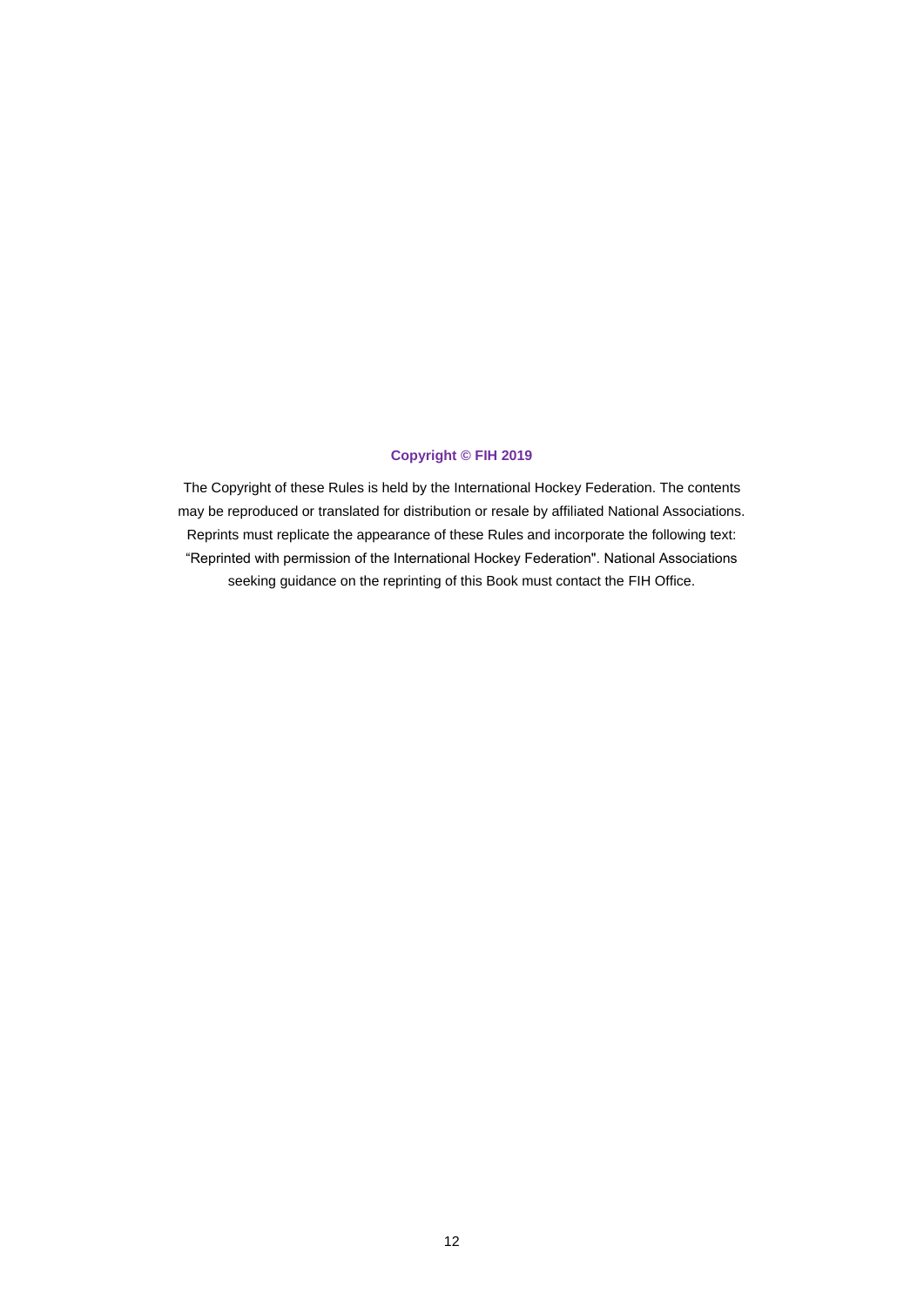**Copyright © FIH 2019**

The Copyright of these Rules is held by the International Hockey Federation. The contents may be reproduced or translated for distribution or resale by affiliated National Associations. Reprints must replicate the appearance of these Rules and incorporate the following text: “Reprinted with permission of the International Hockey Federation". National Associations seeking guidance on the reprinting of this Book must contact the FIH Office.